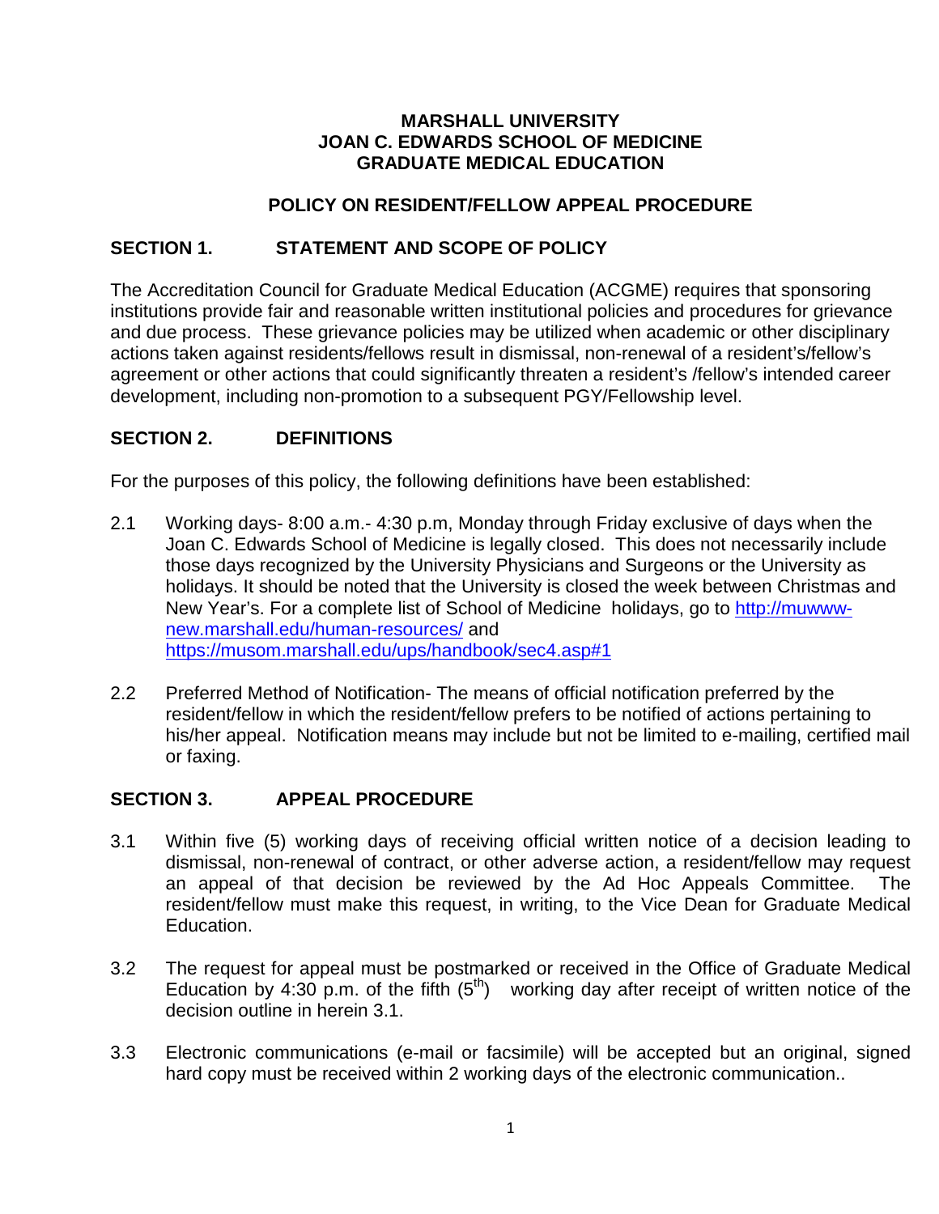# MARSHALL UNIVERSITY
# JOAN C. EDWARDS SCHOOL OF MEDICINE
# GRADUATE MEDICAL EDUCATION

## POLICY ON RESIDENT/FELLOW APPEAL PROCEDURE

## SECTION 1. STATEMENT AND SCOPE OF POLICY

The Accreditation Council for Graduate Medical Education (ACGME) requires that sponsoring institutions provide fair and reasonable written institutional policies and procedures for grievance and due process. These grievance policies may be utilized when academic or other disciplinary actions taken against residents/fellows result in dismissal, non-renewal of a resident's/fellow's agreement or other actions that could significantly threaten a resident's /fellow's intended career development, including non-promotion to a subsequent PGY/Fellowship level.

## SECTION 2. DEFINITIONS

For the purposes of this policy, the following definitions have been established:

2.1 Working days- 8:00 a.m.- 4:30 p.m, Monday through Friday exclusive of days when the Joan C. Edwards School of Medicine is legally closed. This does not necessarily include those days recognized by the University Physicians and Surgeons or the University as holidays. It should be noted that the University is closed the week between Christmas and New Year's. For a complete list of School of Medicine holidays, go to [http://muwww-new.marshall.edu/human-resources/](http://muwww-new.marshall.edu/human-resources/) and [https://musom.marshall.edu/ups/handbook/sec4.asp#1](https://musom.marshall.edu/ups/handbook/sec4.asp#1)

2.2 Preferred Method of Notification- The means of official notification preferred by the resident/fellow in which the resident/fellow prefers to be notified of actions pertaining to his/her appeal. Notification means may include but not be limited to e-mailing, certified mail or faxing.

## SECTION 3. APPEAL PROCEDURE

3.1 Within five (5) working days of receiving official written notice of a decision leading to dismissal, non-renewal of contract, or other adverse action, a resident/fellow may request an appeal of that decision be reviewed by the Ad Hoc Appeals Committee. The resident/fellow must make this request, in writing, to the Vice Dean for Graduate Medical Education.

3.2 The request for appeal must be postmarked or received in the Office of Graduate Medical Education by 4:30 p.m. of the fifth (5th) working day after receipt of written notice of the decision outline in herein 3.1.

3.3 Electronic communications (e-mail or facsimile) will be accepted but an original, signed hard copy must be received within 2 working days of the electronic communication..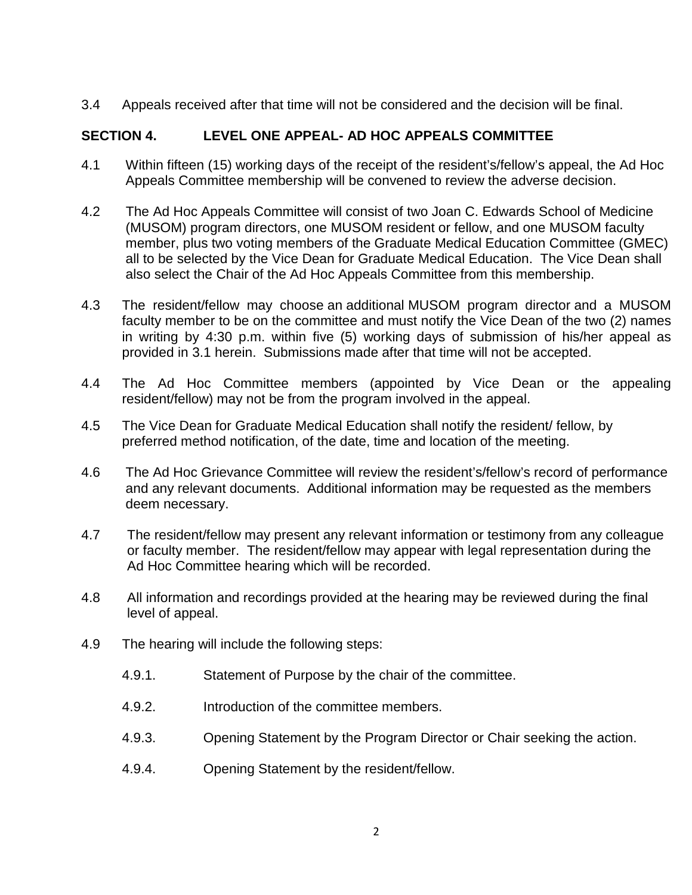3.4 Appeals received after that time will not be considered and the decision will be final.

## SECTION 4. LEVEL ONE APPEAL- AD HOC APPEALS COMMITTEE

4.1 Within fifteen (15) working days of the receipt of the resident's/fellow's appeal, the Ad Hoc Appeals Committee membership will be convened to review the adverse decision.

4.2 The Ad Hoc Appeals Committee will consist of two Joan C. Edwards School of Medicine (MUSOM) program directors, one MUSOM resident or fellow, and one MUSOM faculty member, plus two voting members of the Graduate Medical Education Committee (GMEC) all to be selected by the Vice Dean for Graduate Medical Education. The Vice Dean shall also select the Chair of the Ad Hoc Appeals Committee from this membership.

4.3 The resident/fellow may choose an additional MUSOM program director and a MUSOM faculty member to be on the committee and must notify the Vice Dean of the two (2) names in writing by 4:30 p.m. within five (5) working days of submission of his/her appeal as provided in 3.1 herein. Submissions made after that time will not be accepted.

4.4 The Ad Hoc Committee members (appointed by Vice Dean or the appealing resident/fellow) may not be from the program involved in the appeal.

4.5 The Vice Dean for Graduate Medical Education shall notify the resident/ fellow, by preferred method notification, of the date, time and location of the meeting.

4.6 The Ad Hoc Grievance Committee will review the resident's/fellow's record of performance and any relevant documents. Additional information may be requested as the members deem necessary.

4.7 The resident/fellow may present any relevant information or testimony from any colleague or faculty member. The resident/fellow may appear with legal representation during the Ad Hoc Committee hearing which will be recorded.

4.8 All information and recordings provided at the hearing may be reviewed during the final level of appeal.

4.9 The hearing will include the following steps:

4.9.1. Statement of Purpose by the chair of the committee.

4.9.2. Introduction of the committee members.

4.9.3. Opening Statement by the Program Director or Chair seeking the action.

4.9.4. Opening Statement by the resident/fellow.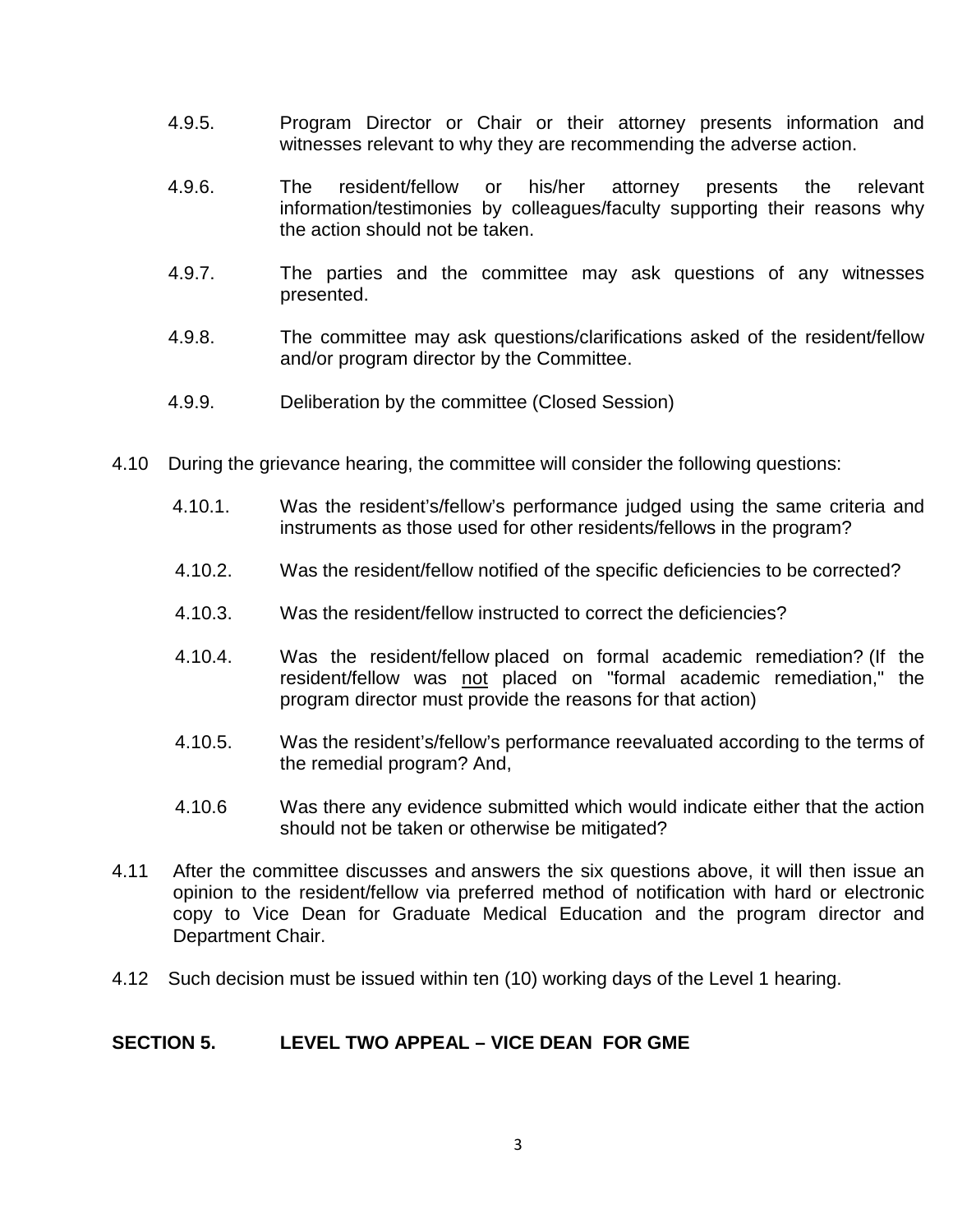4.9.5. Program Director or Chair or their attorney presents information and witnesses relevant to why they are recommending the adverse action.

4.9.6. The resident/fellow or his/her attorney presents the relevant information/testimonies by colleagues/faculty supporting their reasons why the action should not be taken.

4.9.7. The parties and the committee may ask questions of any witnesses presented.

4.9.8. The committee may ask questions/clarifications asked of the resident/fellow and/or program director by the Committee.

4.9.9. Deliberation by the committee (Closed Session)

4.10 During the grievance hearing, the committee will consider the following questions:

4.10.1. Was the resident's/fellow's performance judged using the same criteria and instruments as those used for other residents/fellows in the program?

4.10.2. Was the resident/fellow notified of the specific deficiencies to be corrected?

4.10.3. Was the resident/fellow instructed to correct the deficiencies?

4.10.4. Was the resident/fellow placed on formal academic remediation? (If the resident/fellow was <u>not</u> placed on "formal academic remediation," the program director must provide the reasons for that action)

4.10.5. Was the resident's/fellow's performance reevaluated according to the terms of the remedial program? And,

4.10.6 Was there any evidence submitted which would indicate either that the action should not be taken or otherwise be mitigated?

4.11 After the committee discusses and answers the six questions above, it will then issue an opinion to the resident/fellow via preferred method of notification with hard or electronic copy to Vice Dean for Graduate Medical Education and the program director and Department Chair.

4.12 Such decision must be issued within ten (10) working days of the Level 1 hearing.

## SECTION 5. LEVEL TWO APPEAL – VICE DEAN FOR GME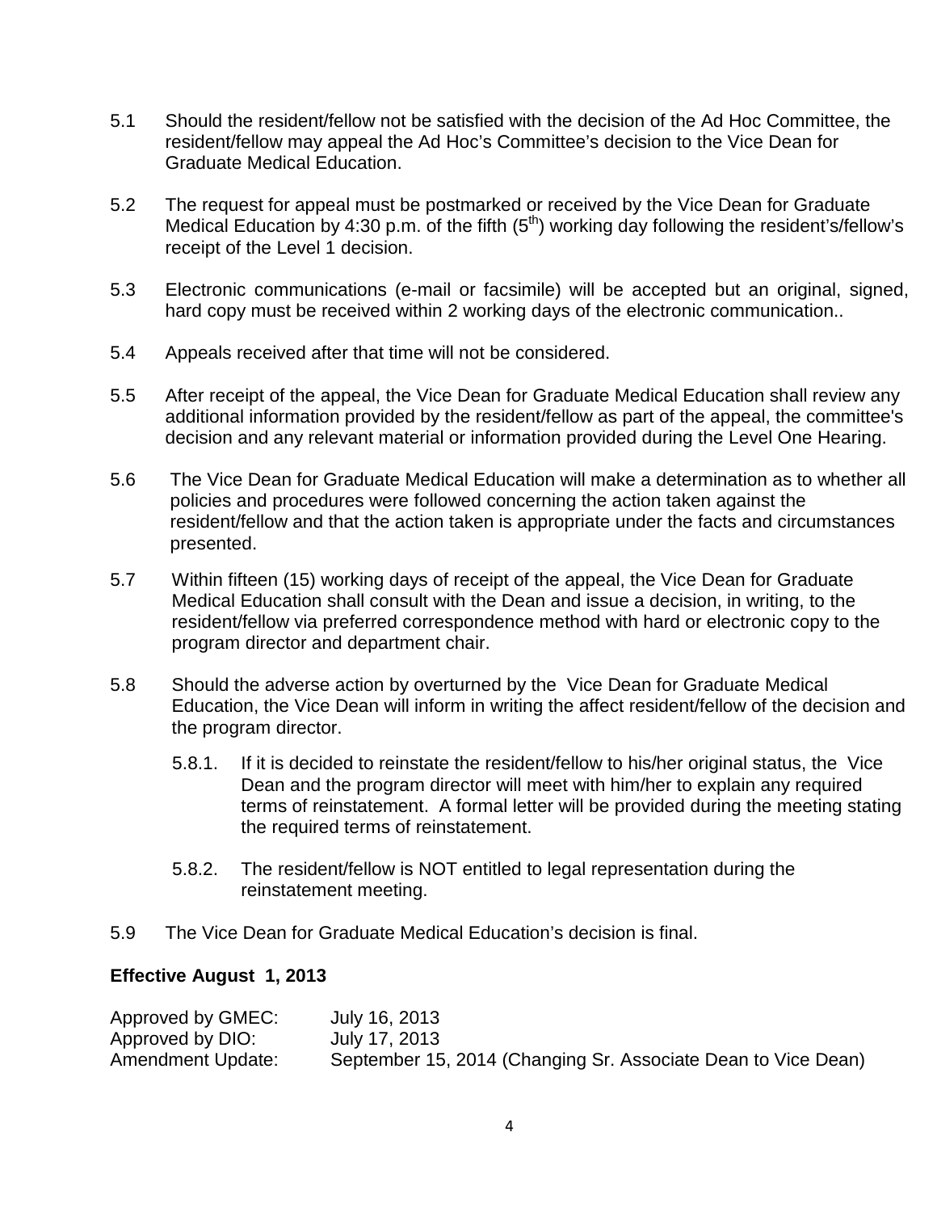5.1 Should the resident/fellow not be satisfied with the decision of the Ad Hoc Committee, the resident/fellow may appeal the Ad Hoc's Committee's decision to the Vice Dean for Graduate Medical Education.

5.2 The request for appeal must be postmarked or received by the Vice Dean for Graduate Medical Education by 4:30 p.m. of the fifth (5th) working day following the resident's/fellow's receipt of the Level 1 decision.

5.3 Electronic communications (e-mail or facsimile) will be accepted but an original, signed, hard copy must be received within 2 working days of the electronic communication..

5.4 Appeals received after that time will not be considered.

5.5 After receipt of the appeal, the Vice Dean for Graduate Medical Education shall review any additional information provided by the resident/fellow as part of the appeal, the committee's decision and any relevant material or information provided during the Level One Hearing.

5.6 The Vice Dean for Graduate Medical Education will make a determination as to whether all policies and procedures were followed concerning the action taken against the resident/fellow and that the action taken is appropriate under the facts and circumstances presented.

5.7 Within fifteen (15) working days of receipt of the appeal, the Vice Dean for Graduate Medical Education shall consult with the Dean and issue a decision, in writing, to the resident/fellow via preferred correspondence method with hard or electronic copy to the program director and department chair.

5.8 Should the adverse action by overturned by the Vice Dean for Graduate Medical Education, the Vice Dean will inform in writing the affect resident/fellow of the decision and the program director.

5.8.1. If it is decided to reinstate the resident/fellow to his/her original status, the Vice Dean and the program director will meet with him/her to explain any required terms of reinstatement. A formal letter will be provided during the meeting stating the required terms of reinstatement.

5.8.2. The resident/fellow is NOT entitled to legal representation during the reinstatement meeting.

5.9 The Vice Dean for Graduate Medical Education's decision is final.

**Effective August 1, 2013**

| | |
|---|---|
| Approved by GMEC: | July 16, 2013 |
| Approved by DIO: | July 17, 2013 |
| Amendment Update: | September 15, 2014 (Changing Sr. Associate Dean to Vice Dean) |